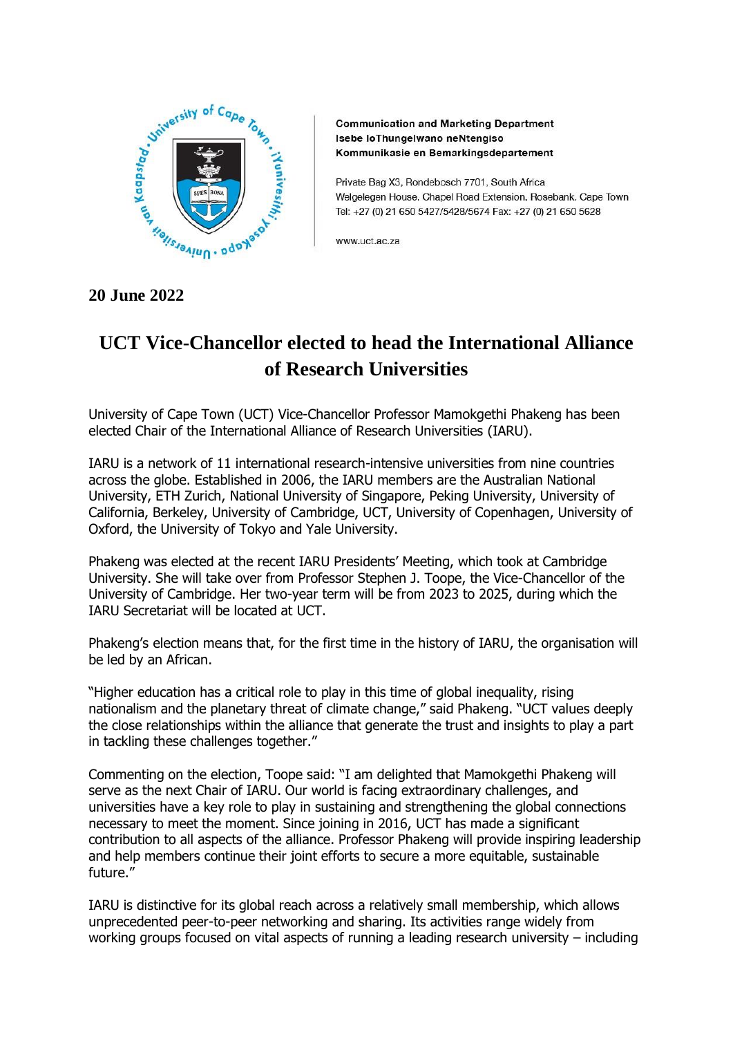Communication and Marketing Department
Isebe loThungelwano neNtengiso
Kommunikasie en Bemarkingsdepartement

Private Bag X3, Rondebosch 7701, South Africa
Welgelegen House, Chapel Road Extension, Rosebank, Cape Town
Tel: +27 (0) 21 650 5427/5428/5674 Fax: +27 (0) 21 650 5628

www.uct.ac.za

**20 June 2022**

# UCT Vice-Chancellor elected to head the International Alliance of Research Universities

University of Cape Town (UCT) Vice-Chancellor Professor Mamokgethi Phakeng has been elected Chair of the International Alliance of Research Universities (IARU).

IARU is a network of 11 international research-intensive universities from nine countries across the globe. Established in 2006, the IARU members are the Australian National University, ETH Zurich, National University of Singapore, Peking University, University of California, Berkeley, University of Cambridge, UCT, University of Copenhagen, University of Oxford, the University of Tokyo and Yale University.

Phakeng was elected at the recent IARU Presidents' Meeting, which took at Cambridge University. She will take over from Professor Stephen J. Toope, the Vice-Chancellor of the University of Cambridge. Her two-year term will be from 2023 to 2025, during which the IARU Secretariat will be located at UCT.

Phakeng's election means that, for the first time in the history of IARU, the organisation will be led by an African.

"Higher education has a critical role to play in this time of global inequality, rising nationalism and the planetary threat of climate change," said Phakeng. "UCT values deeply the close relationships within the alliance that generate the trust and insights to play a part in tackling these challenges together."

Commenting on the election, Toope said: "I am delighted that Mamokgethi Phakeng will serve as the next Chair of IARU. Our world is facing extraordinary challenges, and universities have a key role to play in sustaining and strengthening the global connections necessary to meet the moment. Since joining in 2016, UCT has made a significant contribution to all aspects of the alliance. Professor Phakeng will provide inspiring leadership and help members continue their joint efforts to secure a more equitable, sustainable future."

IARU is distinctive for its global reach across a relatively small membership, which allows unprecedented peer-to-peer networking and sharing. Its activities range widely from working groups focused on vital aspects of running a leading research university – including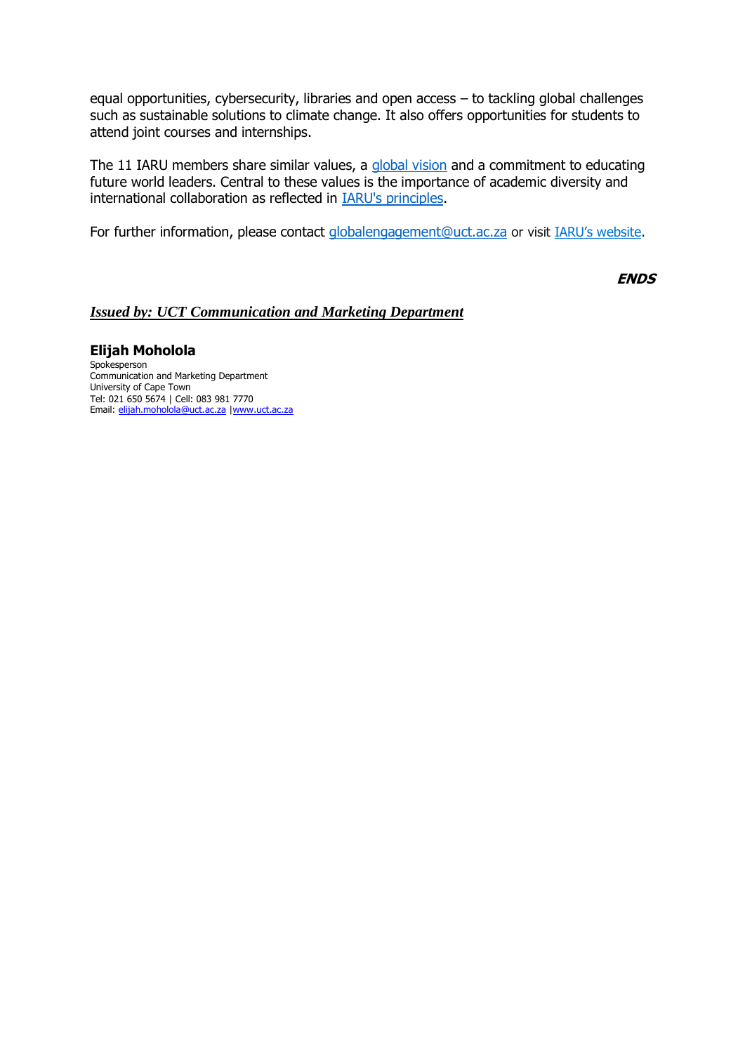equal opportunities, cybersecurity, libraries and open access – to tackling global challenges such as sustainable solutions to climate change. It also offers opportunities for students to attend joint courses and internships.

The 11 IARU members share similar values, a [global vision]() and a commitment to educating future world leaders. Central to these values is the importance of academic diversity and international collaboration as reflected in [IARU's principles]().

For further information, please contact [globalengagement@uct.ac.za]() or visit [IARU's website]().

***ENDS***

***Issued by: UCT Communication and Marketing Department***

**Elijah Moholola**
Spokesperson
Communication and Marketing Department
University of Cape Town
Tel: 021 650 5674 | Cell: 083 981 7770
Email: [elijah.moholola@uct.ac.za]() |[www.uct.ac.za]()